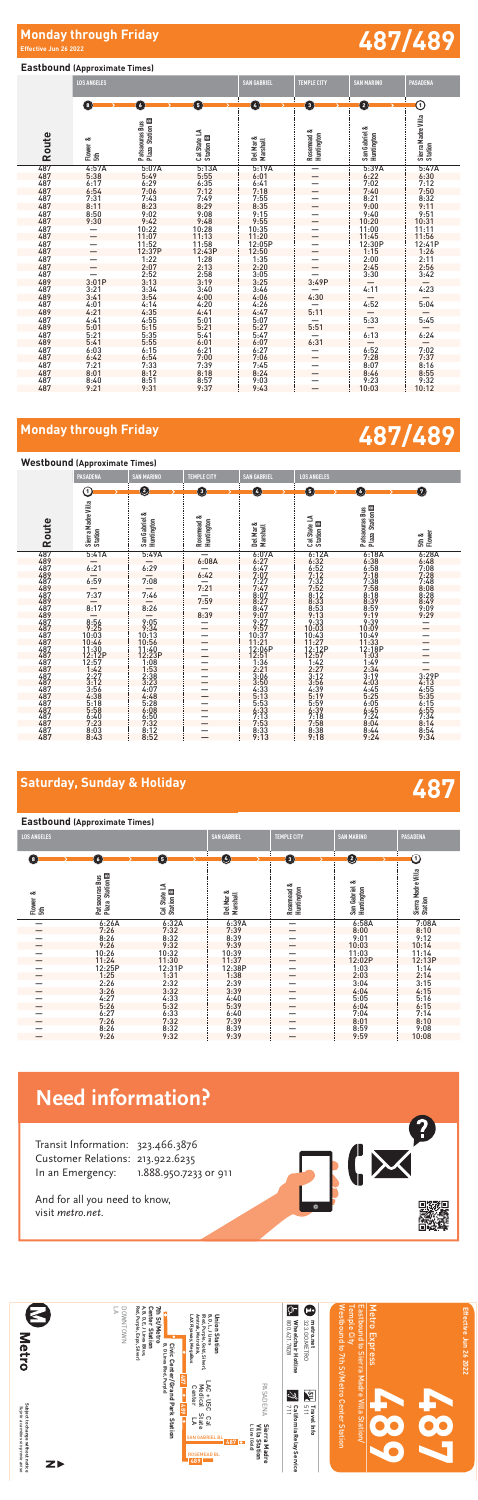# Monday through Friday

Effective Jun 26 2022

# 487/489

## Eastbound (Approximate Times)

| Route | LOS ANGELES | | | SAN GABRIEL | TEMPLE CITY | SAN MARINO | PASADENA |
|---|---|---|---|---|---|---|---|
| | 7 Flower & 5th | 6 Patsaouras Bus Plaza Station | 5 Cal State LA Station | 4 Del Mar & Marshall | 3 Rosemead & Huntington | 2 San Gabriel & Huntington | 1 Sierra Madre Villa Station |
| 487 | 4:57A | 5:07A | 5:13A | 5:19A | — | 5:39A | 5:47A |
| 487 | 5:38 | 5:49 | 5:55 | 6:01 | — | 6:22 | 6:30 |
| 487 | 6:17 | 6:29 | 6:35 | 6:41 | — | 7:02 | 7:12 |
| 487 | 6:54 | 7:06 | 7:12 | 7:18 | — | 7:40 | 7:50 |
| 487 | 7:31 | 7:43 | 7:49 | 7:55 | — | 8:21 | 8:32 |
| 487 | 8:11 | 8:23 | 8:29 | 8:35 | — | 9:00 | 9:11 |
| 487 | 8:50 | 9:02 | 9:08 | 9:15 | — | 9:40 | 9:51 |
| 487 | 9:30 | 9:42 | 9:48 | 9:55 | — | 10:20 | 10:31 |
| 487 | — | 10:22 | 10:28 | 10:35 | — | 11:00 | 11:11 |
| 487 | — | 11:07 | 11:13 | 11:20 | — | 11:45 | 11:56 |
| 487 | — | 11:52 | 11:58 | 12:05P | — | 12:30P | 12:41P |
| 487 | — | 12:37P | 12:43P | 12:50 | — | 1:15 | 1:26 |
| 487 | — | 1:22 | 1:28 | 1:35 | — | 2:00 | 2:11 |
| 487 | — | 2:07 | 2:13 | 2:20 | — | 2:45 | 2:56 |
| 487 | — | 2:52 | 2:58 | 3:05 | — | 3:30 | 3:42 |
| 489 | 3:01P | 3:13 | 3:19 | 3:25 | 3:49P | — | — |
| 487 | 3:21 | 3:34 | 3:40 | 3:46 | — | 4:11 | 4:23 |
| 489 | 3:41 | 3:54 | 4:00 | 4:06 | 4:30 | — | — |
| 487 | 4:01 | 4:14 | 4:20 | 4:26 | — | 4:52 | 5:04 |
| 489 | 4:21 | 4:35 | 4:41 | 4:47 | 5:11 | — | — |
| 487 | 4:41 | 4:55 | 5:01 | 5:07 | — | 5:33 | 5:45 |
| 489 | 5:01 | 5:15 | 5:21 | 5:27 | 5:51 | — | — |
| 487 | 5:21 | 5:35 | 5:41 | 5:47 | — | 6:13 | 6:24 |
| 489 | 5:41 | 5:55 | 6:01 | 6:07 | 6:31 | — | — |
| 487 | 6:03 | 6:15 | 6:21 | 6:27 | — | 6:52 | 7:02 |
| 487 | 6:42 | 6:54 | 7:00 | 7:06 | — | 7:28 | 7:37 |
| 487 | 7:21 | 7:33 | 7:39 | 7:45 | — | 8:07 | 8:16 |
| 487 | 8:01 | 8:12 | 8:18 | 8:24 | — | 8:46 | 8:55 |
| 487 | 8:40 | 8:51 | 8:57 | 9:03 | — | 9:23 | 9:32 |
| 487 | 9:21 | 9:31 | 9:37 | 9:43 | — | 10:03 | 10:12 |

# Monday through Friday

# 487/489

## Westbound (Approximate Times)

| Route | PASADENA | SAN MARINO | TEMPLE CITY | SAN GABRIEL | LOS ANGELES | | |
|---|---|---|---|---|---|---|---|
| | 1 Sierra Madre Villa Station | 2 San Gabriel & Huntington | 3 Rosemead & Huntington | 4 Del Mar & Marshall | 5 Cal State LA Station | 6 Patsaouras Bus Plaza Station | 7 5th & Flower |
| 487 | 5:41A | 5:49A | — | 6:07A | 6:12A | 6:18A | 6:28A |
| 489 | — | — | 6:08A | 6:27 | 6:32 | 6:38 | 6:48 |
| 487 | 6:21 | 6:29 | — | 6:47 | 6:52 | 6:58 | 7:08 |
| 489 | — | — | 6:42 | 7:02 | 7:12 | 7:18 | 7:28 |
| 487 | 6:59 | 7:08 | — | 7:27 | 7:32 | 7:38 | 7:48 |
| 489 | — | — | 7:21 | 7:47 | 7:52 | 7:58 | 8:08 |
| 487 | 7:37 | 7:46 | — | 8:07 | 8:12 | 8:18 | 8:28 |
| 489 | — | — | 7:59 | 8:27 | 8:33 | 8:39 | 8:49 |
| 487 | 8:17 | 8:26 | — | 8:47 | 8:53 | 8:59 | 9:09 |
| 489 | — | — | 8:39 | 9:07 | 9:13 | 9:19 | 9:29 |
| 487 | 8:56 | 9:05 | — | 9:27 | 9:33 | 9:39 | — |
| 487 | 9:25 | 9:34 | — | 9:57 | 10:03 | 10:09 | — |
| 487 | 10:03 | 10:13 | — | 10:37 | 10:43 | 10:49 | — |
| 487 | 10:46 | 10:56 | — | 11:21 | 11:27 | 11:33 | — |
| 487 | 11:30 | 11:40 | — | 12:06P | 12:12P | 12:18P | — |
| 487 | 12:12P | 12:23P | — | 12:51 | 12:57 | 1:03 | — |
| 487 | 12:57 | 1:08 | — | 1:36 | 1:42 | 1:49 | — |
| 487 | 1:42 | 1:53 | — | 2:21 | 2:27 | 2:34 | — |
| 487 | 2:27 | 2:38 | — | 3:06 | 3:12 | 3:19 | 3:29P |
| 487 | 3:12 | 3:23 | — | 3:50 | 3:56 | 4:03 | 4:13 |
| 487 | 3:56 | 4:07 | — | 4:33 | 4:39 | 4:45 | 4:55 |
| 487 | 4:38 | 4:48 | — | 5:13 | 5:19 | 5:25 | 5:35 |
| 487 | 5:18 | 5:28 | — | 5:53 | 5:59 | 6:05 | 6:15 |
| 487 | 5:58 | 6:08 | — | 6:33 | 6:39 | 6:45 | 6:55 |
| 487 | 6:40 | 6:50 | — | 7:13 | 7:18 | 7:24 | 7:34 |
| 487 | 7:23 | 7:32 | — | 7:53 | 7:58 | 8:04 | 8:14 |
| 487 | 8:03 | 8:12 | — | 8:33 | 8:38 | 8:44 | 8:54 |
| 487 | 8:43 | 8:52 | — | 9:13 | 9:18 | 9:24 | 9:34 |

# Saturday, Sunday & Holiday

# 487

## Eastbound (Approximate Times)

| LOS ANGELES | | | SAN GABRIEL | TEMPLE CITY | SAN MARINO | PASADENA |
|---|---|---|---|---|---|---|
| 7 Flower & 5th | 6 Patsaouras Bus Plaza Station | 5 Cal State LA Station | 4 Del Mar & Marshall | 3 Rosemead & Huntington | 2 San Gabriel & Huntington | 1 Sierra Madre Villa Station |
| — | 6:26A | 6:32A | 6:39A | — | 6:58A | 7:08A |
| — | 7:26 | 7:32 | 7:39 | — | 8:00 | 8:10 |
| — | 8:26 | 8:32 | 8:39 | — | 9:01 | 9:12 |
| — | 9:26 | 9:32 | 9:39 | — | 10:03 | 10:14 |
| — | 10:26 | 10:32 | 10:39 | — | 11:03 | 11:14 |
| — | 11:26 | 11:30 | 11:37 | — | 12:02P | 12:13P |
| — | 12:25P | 12:31P | 12:38P | — | 1:03 | 1:14 |
| — | 1:25 | 1:31 | 1:38 | — | 2:03 | 2:14 |
| — | 2:26 | 2:32 | 2:39 | — | 3:04 | 3:15 |
| — | 3:26 | 3:32 | 3:39 | — | 4:04 | 4:15 |
| — | 4:27 | 4:33 | 4:40 | — | 5:05 | 5:16 |
| — | 5:26 | 5:32 | 5:39 | — | 6:04 | 6:15 |
| — | 6:27 | 6:33 | 6:40 | — | 7:04 | 7:14 |
| — | 7:26 | 7:32 | 7:39 | — | 8:01 | 8:10 |
| — | 8:26 | 8:32 | 8:39 | — | 8:59 | 9:08 |
| — | 9:26 | 9:32 | 9:39 | — | 9:59 | 10:08 |

# Need information?

Transit Information: 323.466.3876
Customer Relations: 213.922.6235
In an Emergency: 1.888.950.7233 or 911

And for all you need to know, visit *metro.net*.

Effective Jun 26 2022

# 487 489

Metro Express

Eastbound to Sierra Madre Villa Station/Temple City

Westbound to 7th St/Metro Center Station/Downtown LA

metro.net
323.GO.METRO

Wheelchair Hotline
800.621.7828

Travel Info
511

California Relay Service
711

Metro

Subject to change without notice
Sujeto a cambios sin previo aviso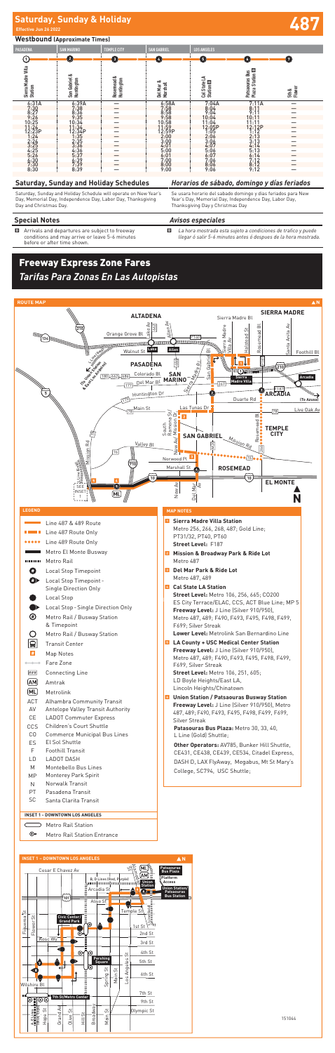# Saturday, Sunday & Holiday

**Effective Jun 26 2022**

# 487

## Westbound (Approximate Times)

| PASADENA | SAN MARINO | TEMPLE CITY | SAN GABRIEL | LOS ANGELES | | |
|---|---|---|---|---|---|---|
| 1 | 2 | 3 | 4 | 5 | 6 | 7 |
| Sierra Madre Villa Station | San Gabriel & Huntington | Rosemead & Huntington | Del Mar & Marshall | Cal State LA Station | Patsaouras Bus Plaza Station | 5th & Flower |
| 6:31A | 6:39A | — | 6:58A | 7:04A | 7:11A | — |
| 7:30 | 7:38 | — | 7:58 | 8:04 | 8:11 | — |
| 8:27 | 8:36 | — | 8:58 | 9:04 | 9:11 | — |
| 9:26 | 9:35 | — | 9:58 | 10:04 | 10:11 | — |
| 10:25 | 10:34 | — | 10:58 | 11:04 | 11:11 | — |
| 11:24 | 11:34 | — | 11:59 | 12:05P | 12:12P | — |
| 12:23P | 12:34P | — | 12:59P | 1:05 | 1:12 | — |
| 1:24 | 1:35 | — | 2:00 | 2:06 | 2:13 | — |
| 2:24 | 2:35 | — | 3:00 | 3:06 | 3:13 | — |
| 3:25 | 3:36 | — | 4:01 | 4:07 | 4:14 | — |
| 4:25 | 4:36 | — | 5:00 | 5:06 | 5:13 | — |
| 5:26 | 5:37 | — | 6:01 | 6:07 | 6:14 | — |
| 6:30 | 6:39 | — | 7:00 | 7:06 | 7:12 | — |
| 7:30 | 7:39 | — | 8:00 | 8:06 | 8:12 | — |
| 8:30 | 8:39 | — | 9:00 | 9:06 | 9:12 | — |

### Saturday, Sunday and Holiday Schedules

Saturday, Sunday and Holiday Schedule will operate on New Year's Day, Memorial Day, Independence Day, Labor Day, Thanksgiving Day and Christmas Day.

### Horarios de sábado, domingo y días feriados

Se usara horario del sabado domingo y días feriados para New Year's Day, Memorial Day, Independence Day, Labor Day, Thanksgiving Day y Christmas Day

### Special Notes

B Arrivals and departures are subject to freeway conditions and may arrive or leave 5-6 minutes before or after time shown.

### Avisos especiales

B *La hora mostrada esta sujeto a condiciones de trafico y puede llegar ó salir 5-6 minutos antes ó despues de la hora mostrada.*

# Freeway Express Zone Fares

# *Tarifas Para Zonas En Las Autopistas*

## ROUTE MAP

## LEGEND

- Line 487 & 489 Route
- Line 487 Route Only
- Line 489 Route Only
- Metro El Monte Busway
- Metro Rail
- Local Stop Timepoint
- Local Stop Timepoint - Single Direction Only
- Local Stop
- Local Stop - Single Direction Only
- Metro Rail / Busway Station & Timepoint
- Metro Rail / Busway Station
- Transit Center
- Map Notes
- Fare Zone
- Connecting Line
- AM Amtrak
- ML Metrolink
- ACT Alhambra Community Transit
- AV Antelope Valley Transit Authority
- CE LADOT Commuter Express
- CCS Children's Court Shuttle
- CO Commerce Municipal Bus Lines
- ES El Sol Shuttle
- F Foothill Transit
- LD LADOT DASH
- M Montebello Bus Lines
- MP Monterey Park Spirit
- N Norwalk Transit
- PT Pasadena Transit
- SC Santa Clarita Transit

**INSET 1 - DOWNTOWN LOS ANGELES**

- Metro Rail Station
- Metro Rail Station Entrance

## MAP NOTES

1. **Sierra Madre Villa Station**
   Metro 256, 266, 268, 487; Gold Line; PT31/32, PT40, PT60
   **Street Level:** F187
2. **Mission & Broadway Park & Ride Lot**
   Metro 487
3. **Del Mar Park & Ride Lot**
   Metro 487, 489
4. **Cal State LA Station**
   **Street Level:** Metro 106, 256, 665; CO200 ES City Terrace/ELAC, CCS, ACT Blue Line; MP 5
   **Freeway Level:** J Line (Silver 910/950), Metro 487, 489, F490, F493, F495, F498, F499, F699; Silver Streak
   **Lower Level:** Metrolink San Bernardino Line
5. **LA County + USC Medical Center Station**
   **Freeway Level:** J Line (Silver 910/950), Metro 487, 489, F490, F493, F495, F498, F499, F699, Silver Streak
   **Street Level:** Metro 106, 251, 605; LD Boyle Heights/East LA, Lincoln Heights/Chinatown
6. **Union Station / Patsaouras Busway Station**
   **Freeway Level:** J Line (Silver 910/950), Metro 487, 489; F490, F493, F495, F498, F499, F699, Silver Streak
   **Patsaouras Bus Plaza:** Metro 30, 33, 40, L Line (Gold) Shuttle;
   **Other Operators:** AV785, Bunker Hill Shuttle, CE431, CE438, CE439, CE534, Citadel Express, DASH D, LAX FlyAway, Megabus, Mt St Mary's College, SC794, USC Shuttle;

151044